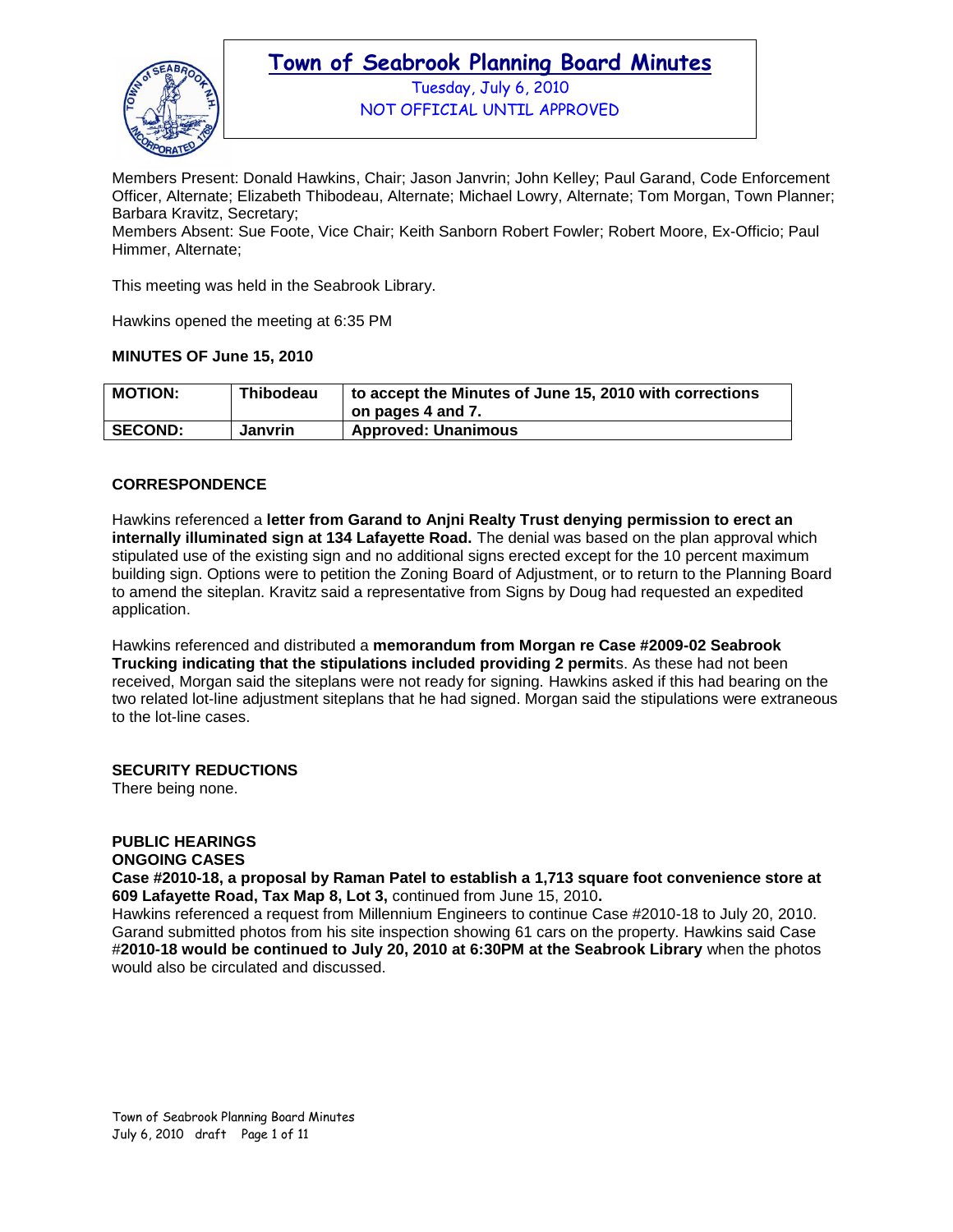# Town of Seabrook Planning Board Minutes

Tuesday, July 6, 2010
NOT OFFICIAL UNTIL APPROVED

Members Present: Donald Hawkins, Chair; Jason Janvrin; John Kelley; Paul Garand, Code Enforcement Officer, Alternate; Elizabeth Thibodeau, Alternate; Michael Lowry, Alternate; Tom Morgan, Town Planner; Barbara Kravitz, Secretary;
Members Absent: Sue Foote, Vice Chair; Keith Sanborn Robert Fowler; Robert Moore, Ex-Officio; Paul Himmer, Alternate;

This meeting was held in the Seabrook Library.

Hawkins opened the meeting at 6:35 PM

**MINUTES OF June 15, 2010**

| **MOTION:** | **Thibodeau** | **to accept the Minutes of June 15, 2010 with corrections on pages 4 and 7.** |
|---|---|---|
| **SECOND:** | **Janvrin** | **Approved: Unanimous** |

**CORRESPONDENCE**

Hawkins referenced a **letter from Garand to Anjni Realty Trust denying permission to erect an internally illuminated sign at 134 Lafayette Road.** The denial was based on the plan approval which stipulated use of the existing sign and no additional signs erected except for the 10 percent maximum building sign. Options were to petition the Zoning Board of Adjustment, or to return to the Planning Board to amend the siteplan. Kravitz said a representative from Signs by Doug had requested an expedited application.

Hawkins referenced and distributed a **memorandum from Morgan re Case #2009-02 Seabrook Trucking indicating that the stipulations included providing 2 permit**s. As these had not been received, Morgan said the siteplans were not ready for signing. Hawkins asked if this had bearing on the two related lot-line adjustment siteplans that he had signed. Morgan said the stipulations were extraneous to the lot-line cases.

**SECURITY REDUCTIONS**
There being none.

**PUBLIC HEARINGS**
**ONGOING CASES**
**Case #2010-18, a proposal by Raman Patel to establish a 1,713 square foot convenience store at 609 Lafayette Road, Tax Map 8, Lot 3,** continued from June 15, 2010**.**
Hawkins referenced a request from Millennium Engineers to continue Case #2010-18 to July 20, 2010. Garand submitted photos from his site inspection showing 61 cars on the property. Hawkins said Case #**2010-18 would be continued to July 20, 2010 at 6:30PM at the Seabrook Library** when the photos would also be circulated and discussed.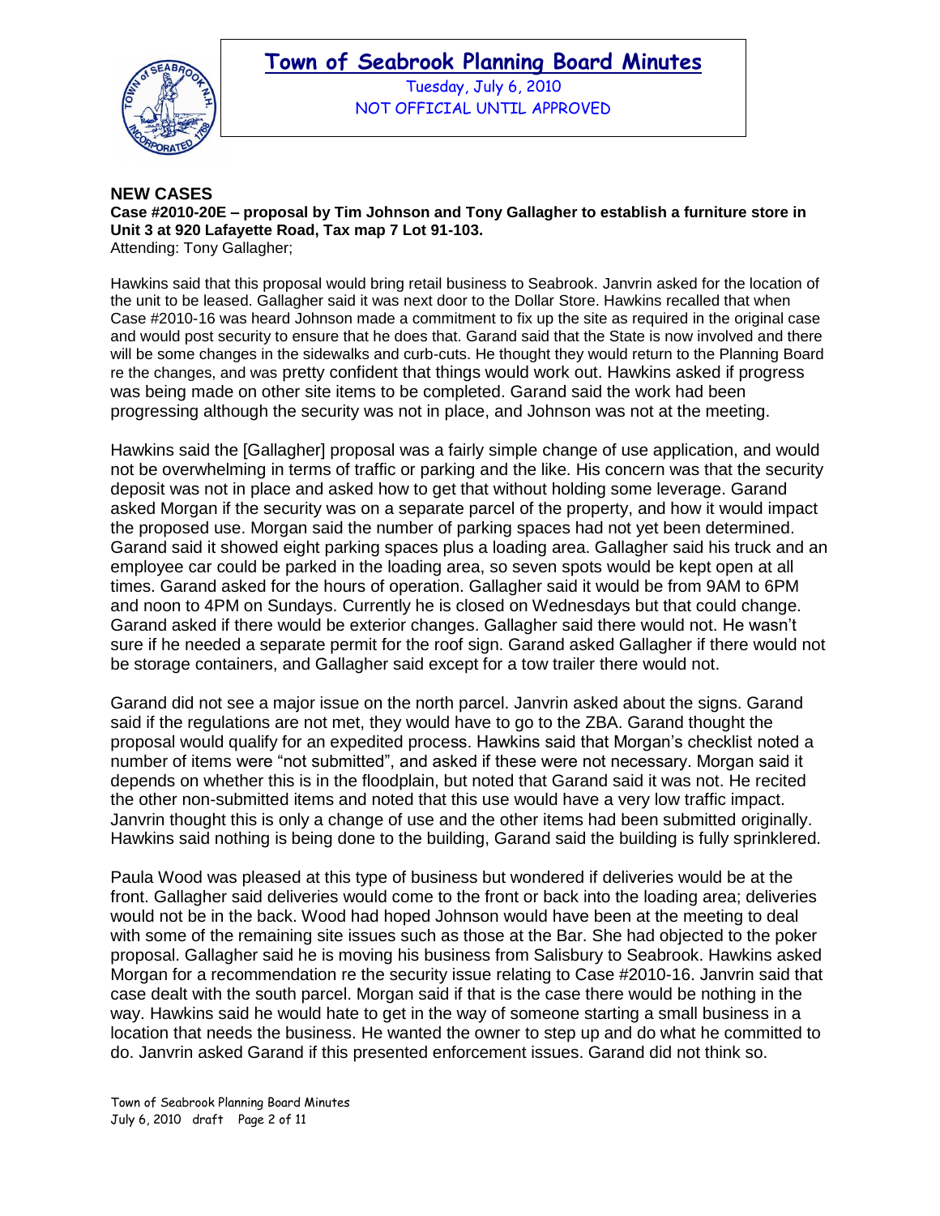**NEW CASES**

**Case #2010-20E – proposal by Tim Johnson and Tony Gallagher to establish a furniture store in Unit 3 at 920 Lafayette Road, Tax map 7 Lot 91-103.**

Attending: Tony Gallagher;

Hawkins said that this proposal would bring retail business to Seabrook. Janvrin asked for the location of the unit to be leased. Gallagher said it was next door to the Dollar Store. Hawkins recalled that when Case #2010-16 was heard Johnson made a commitment to fix up the site as required in the original case and would post security to ensure that he does that. Garand said that the State is now involved and there will be some changes in the sidewalks and curb-cuts. He thought they would return to the Planning Board re the changes, and was pretty confident that things would work out. Hawkins asked if progress was being made on other site items to be completed. Garand said the work had been progressing although the security was not in place, and Johnson was not at the meeting.

Hawkins said the [Gallagher] proposal was a fairly simple change of use application, and would not be overwhelming in terms of traffic or parking and the like. His concern was that the security deposit was not in place and asked how to get that without holding some leverage. Garand asked Morgan if the security was on a separate parcel of the property, and how it would impact the proposed use. Morgan said the number of parking spaces had not yet been determined. Garand said it showed eight parking spaces plus a loading area. Gallagher said his truck and an employee car could be parked in the loading area, so seven spots would be kept open at all times. Garand asked for the hours of operation. Gallagher said it would be from 9AM to 6PM and noon to 4PM on Sundays. Currently he is closed on Wednesdays but that could change. Garand asked if there would be exterior changes. Gallagher said there would not. He wasn't sure if he needed a separate permit for the roof sign. Garand asked Gallagher if there would not be storage containers, and Gallagher said except for a tow trailer there would not.

Garand did not see a major issue on the north parcel. Janvrin asked about the signs. Garand said if the regulations are not met, they would have to go to the ZBA. Garand thought the proposal would qualify for an expedited process. Hawkins said that Morgan's checklist noted a number of items were "not submitted", and asked if these were not necessary. Morgan said it depends on whether this is in the floodplain, but noted that Garand said it was not. He recited the other non-submitted items and noted that this use would have a very low traffic impact. Janvrin thought this is only a change of use and the other items had been submitted originally. Hawkins said nothing is being done to the building, Garand said the building is fully sprinklered.

Paula Wood was pleased at this type of business but wondered if deliveries would be at the front. Gallagher said deliveries would come to the front or back into the loading area; deliveries would not be in the back. Wood had hoped Johnson would have been at the meeting to deal with some of the remaining site issues such as those at the Bar. She had objected to the poker proposal. Gallagher said he is moving his business from Salisbury to Seabrook. Hawkins asked Morgan for a recommendation re the security issue relating to Case #2010-16. Janvrin said that case dealt with the south parcel. Morgan said if that is the case there would be nothing in the way. Hawkins said he would hate to get in the way of someone starting a small business in a location that needs the business. He wanted the owner to step up and do what he committed to do. Janvrin asked Garand if this presented enforcement issues. Garand did not think so.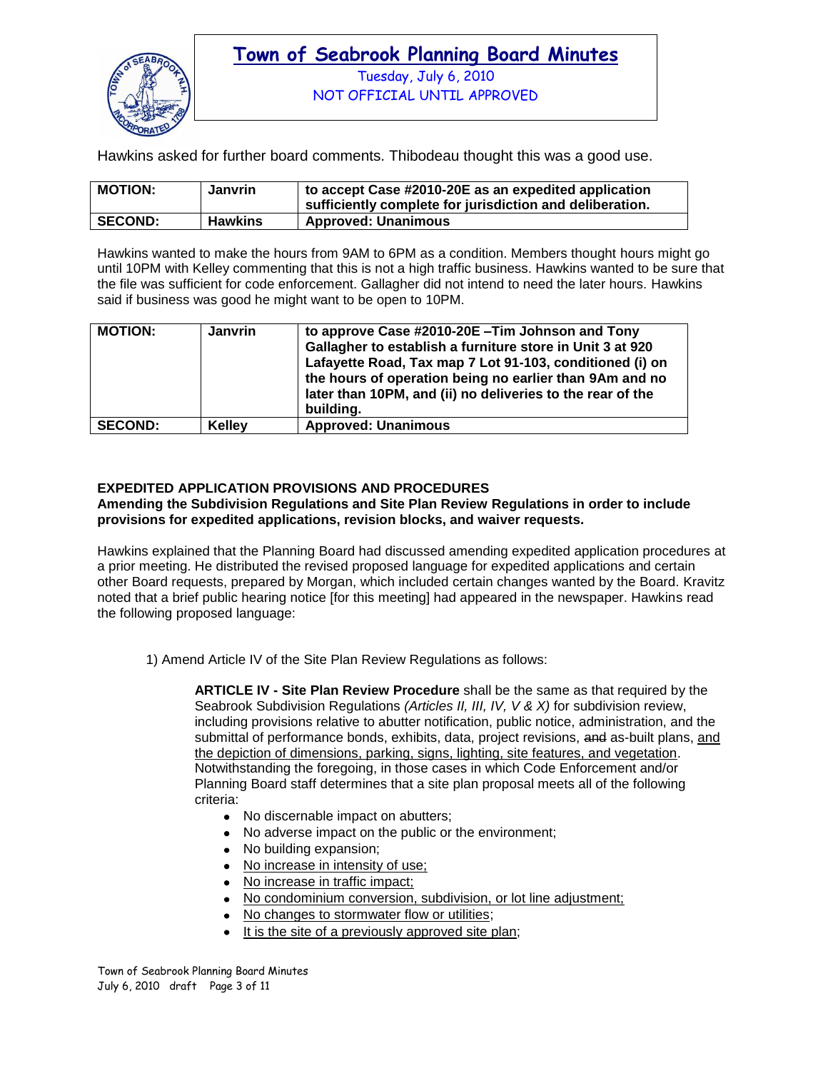Hawkins asked for further board comments. Thibodeau thought this was a good use.

| **MOTION:** | **Janvrin** | **to accept Case #2010-20E as an expedited application sufficiently complete for jurisdiction and deliberation.** |
|---|---|---|
| **SECOND:** | **Hawkins** | **Approved: Unanimous** |

Hawkins wanted to make the hours from 9AM to 6PM as a condition. Members thought hours might go until 10PM with Kelley commenting that this is not a high traffic business. Hawkins wanted to be sure that the file was sufficient for code enforcement. Gallagher did not intend to need the later hours. Hawkins said if business was good he might want to be open to 10PM.

| **MOTION:** | **Janvrin** | **to approve Case #2010-20E –Tim Johnson and Tony Gallagher to establish a furniture store in Unit 3 at 920 Lafayette Road, Tax map 7 Lot 91-103, conditioned (i) on the hours of operation being no earlier than 9Am and no later than 10PM, and (ii) no deliveries to the rear of the building.** |
|---|---|---|
| **SECOND:** | **Kelley** | **Approved: Unanimous** |

**EXPEDITED APPLICATION PROVISIONS AND PROCEDURES**
**Amending the Subdivision Regulations and Site Plan Review Regulations in order to include provisions for expedited applications, revision blocks, and waiver requests.**

Hawkins explained that the Planning Board had discussed amending expedited application procedures at a prior meeting. He distributed the revised proposed language for expedited applications and certain other Board requests, prepared by Morgan, which included certain changes wanted by the Board. Kravitz noted that a brief public hearing notice [for this meeting] had appeared in the newspaper. Hawkins read the following proposed language:

1) Amend Article IV of the Site Plan Review Regulations as follows:

> **ARTICLE IV - Site Plan Review Procedure** shall be the same as that required by the Seabrook Subdivision Regulations *(Articles II, III, IV, V & X)* for subdivision review, including provisions relative to abutter notification, public notice, administration, and the submittal of performance bonds, exhibits, data, project revisions, ~~and~~ as-built plans, <u>and the depiction of dimensions, parking, signs, lighting, site features, and vegetation</u>. Notwithstanding the foregoing, in those cases in which Code Enforcement and/or Planning Board staff determines that a site plan proposal meets all of the following criteria:
>
> - No discernable impact on abutters;
> - No adverse impact on the public or the environment;
> - No building expansion;
> - <u>No increase in intensity of use;</u>
> - <u>No increase in traffic impact;</u>
> - <u>No condominium conversion, subdivision, or lot line adjustment;</u>
> - <u>No changes to stormwater flow or utilities</u>;
> - <u>It is the site of a previously approved site plan</u>;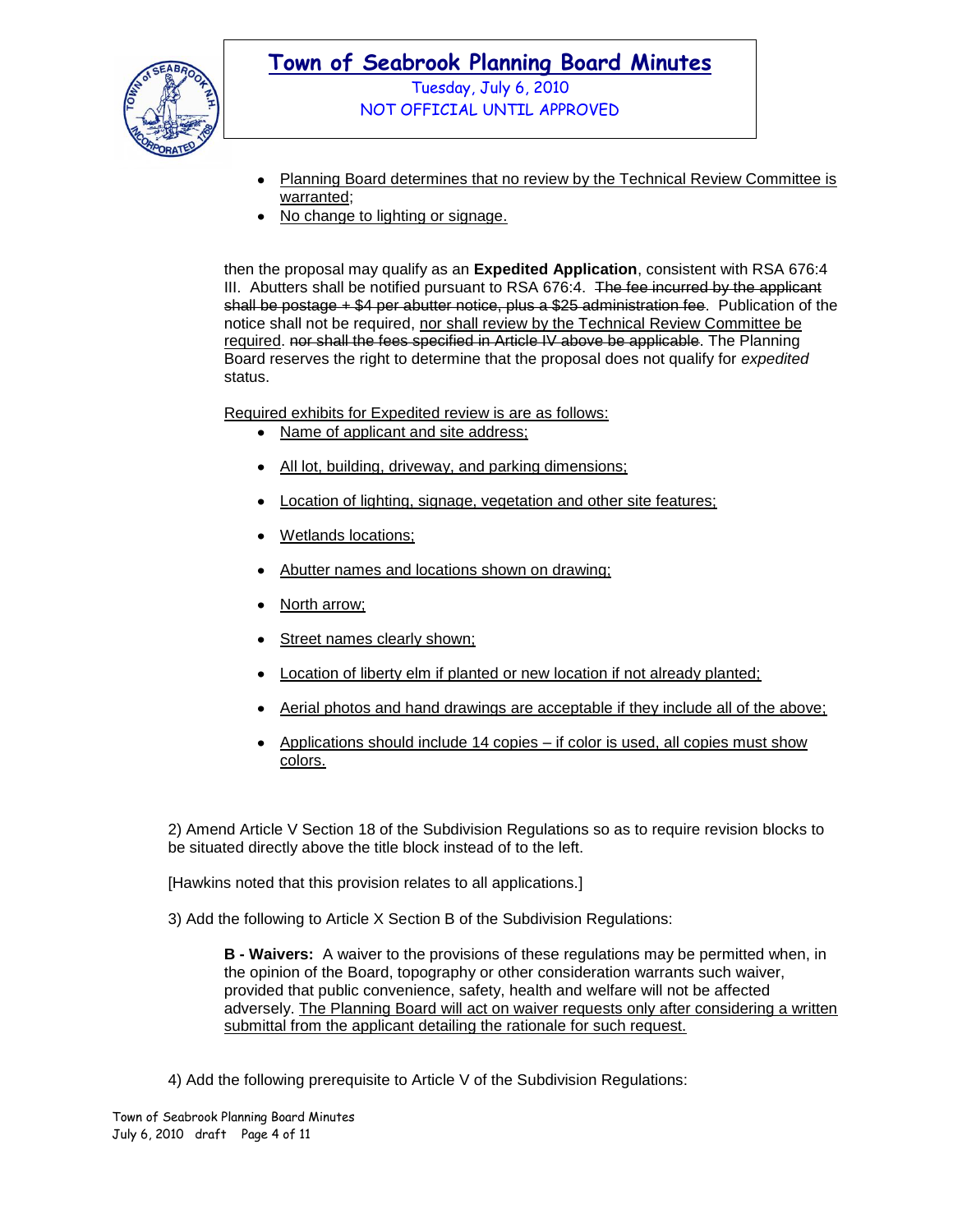- <u>Planning Board determines that no review by the Technical Review Committee is warranted</u>;
- <u>No change to lighting or signage.</u>

then the proposal may qualify as an **Expedited Application**, consistent with RSA 676:4 III. Abutters shall be notified pursuant to RSA 676:4. ~~The fee incurred by the applicant shall be postage + $4 per abutter notice, plus a $25 administration fee~~. Publication of the notice shall not be required, <u>nor shall review by the Technical Review Committee be required</u>. ~~nor shall the fees specified in Article IV above be applicable~~. The Planning Board reserves the right to determine that the proposal does not qualify for *expedited* status.

<u>Required exhibits for Expedited review is are as follows:</u>

- <u>Name of applicant and site address;</u>
- <u>All lot, building, driveway, and parking dimensions;</u>
- <u>Location of lighting, signage, vegetation and other site features;</u>
- <u>Wetlands locations;</u>
- <u>Abutter names and locations shown on drawing;</u>
- <u>North arrow;</u>
- <u>Street names clearly shown;</u>
- <u>Location of liberty elm if planted or new location if not already planted;</u>
- <u>Aerial photos and hand drawings are acceptable if they include all of the above;</u>
- <u>Applications should include 14 copies – if color is used, all copies must show colors.</u>

2) Amend Article V Section 18 of the Subdivision Regulations so as to require revision blocks to be situated directly above the title block instead of to the left.

[Hawkins noted that this provision relates to all applications.]

3) Add the following to Article X Section B of the Subdivision Regulations:

> **B - Waivers:** A waiver to the provisions of these regulations may be permitted when, in the opinion of the Board, topography or other consideration warrants such waiver, provided that public convenience, safety, health and welfare will not be affected adversely. <u>The Planning Board will act on waiver requests only after considering a written submittal from the applicant detailing the rationale for such request.</u>

4) Add the following prerequisite to Article V of the Subdivision Regulations: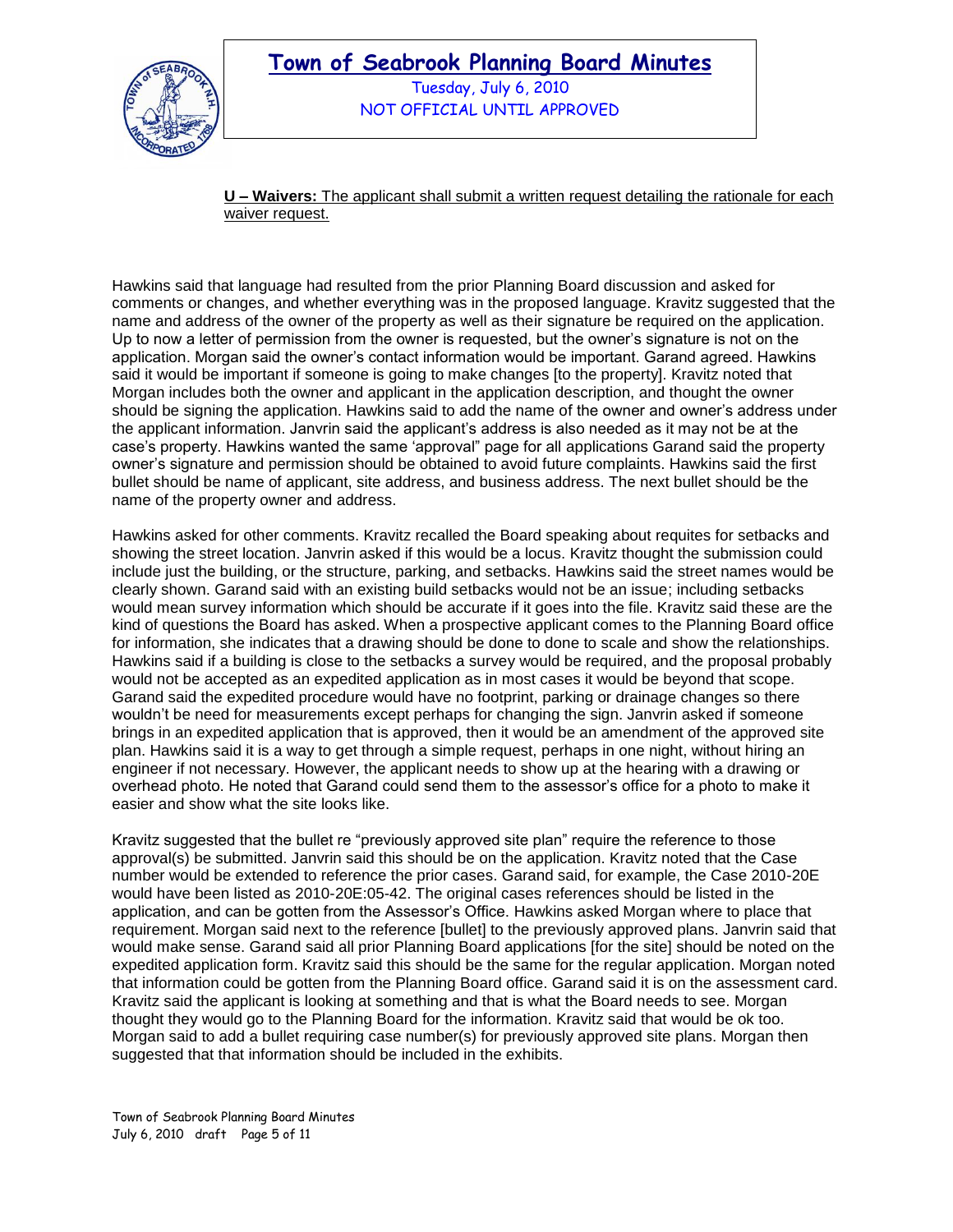**U – Waivers:** The applicant shall submit a written request detailing the rationale for each waiver request.

Hawkins said that language had resulted from the prior Planning Board discussion and asked for comments or changes, and whether everything was in the proposed language. Kravitz suggested that the name and address of the owner of the property as well as their signature be required on the application. Up to now a letter of permission from the owner is requested, but the owner's signature is not on the application. Morgan said the owner's contact information would be important. Garand agreed. Hawkins said it would be important if someone is going to make changes [to the property]. Kravitz noted that Morgan includes both the owner and applicant in the application description, and thought the owner should be signing the application. Hawkins said to add the name of the owner and owner's address under the applicant information. Janvrin said the applicant's address is also needed as it may not be at the case's property. Hawkins wanted the same 'approval' page for all applications Garand said the property owner's signature and permission should be obtained to avoid future complaints. Hawkins said the first bullet should be name of applicant, site address, and business address. The next bullet should be the name of the property owner and address.

Hawkins asked for other comments. Kravitz recalled the Board speaking about requites for setbacks and showing the street location. Janvrin asked if this would be a locus. Kravitz thought the submission could include just the building, or the structure, parking, and setbacks. Hawkins said the street names would be clearly shown. Garand said with an existing build setbacks would not be an issue; including setbacks would mean survey information which should be accurate if it goes into the file. Kravitz said these are the kind of questions the Board has asked. When a prospective applicant comes to the Planning Board office for information, she indicates that a drawing should be done to done to scale and show the relationships. Hawkins said if a building is close to the setbacks a survey would be required, and the proposal probably would not be accepted as an expedited application as in most cases it would be beyond that scope. Garand said the expedited procedure would have no footprint, parking or drainage changes so there wouldn't be need for measurements except perhaps for changing the sign. Janvrin asked if someone brings in an expedited application that is approved, then it would be an amendment of the approved site plan. Hawkins said it is a way to get through a simple request, perhaps in one night, without hiring an engineer if not necessary. However, the applicant needs to show up at the hearing with a drawing or overhead photo. He noted that Garand could send them to the assessor's office for a photo to make it easier and show what the site looks like.

Kravitz suggested that the bullet re "previously approved site plan" require the reference to those approval(s) be submitted. Janvrin said this should be on the application. Kravitz noted that the Case number would be extended to reference the prior cases. Garand said, for example, the Case 2010-20E would have been listed as 2010-20E:05-42. The original cases references should be listed in the application, and can be gotten from the Assessor's Office. Hawkins asked Morgan where to place that requirement. Morgan said next to the reference [bullet] to the previously approved plans. Janvrin said that would make sense. Garand said all prior Planning Board applications [for the site] should be noted on the expedited application form. Kravitz said this should be the same for the regular application. Morgan noted that information could be gotten from the Planning Board office. Garand said it is on the assessment card. Kravitz said the applicant is looking at something and that is what the Board needs to see. Morgan thought they would go to the Planning Board for the information. Kravitz said that would be ok too. Morgan said to add a bullet requiring case number(s) for previously approved site plans. Morgan then suggested that that information should be included in the exhibits.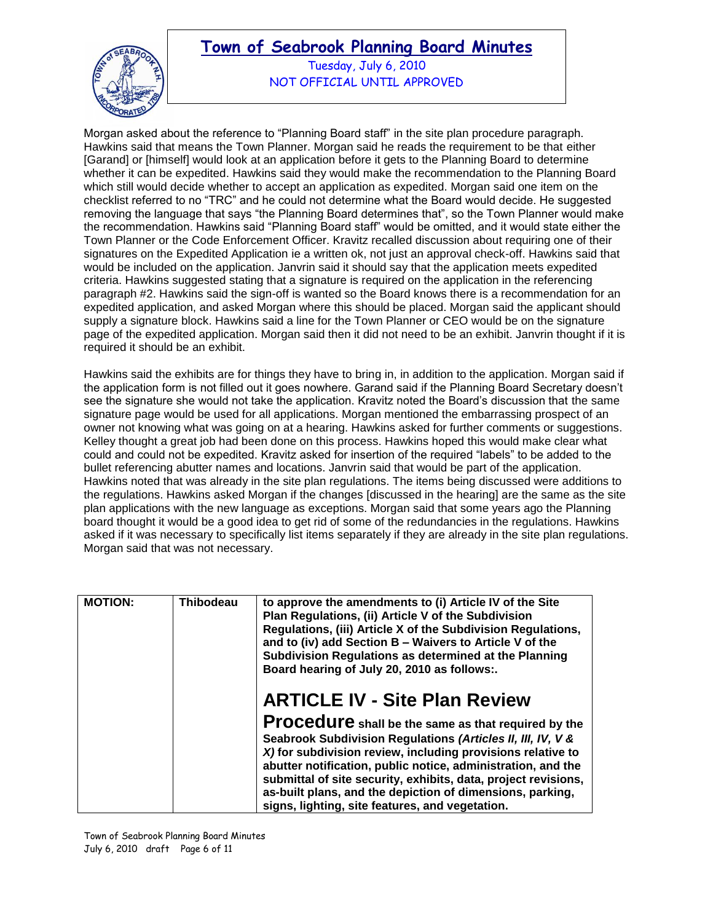Morgan asked about the reference to "Planning Board staff" in the site plan procedure paragraph. Hawkins said that means the Town Planner. Morgan said he reads the requirement to be that either [Garand] or [himself] would look at an application before it gets to the Planning Board to determine whether it can be expedited. Hawkins said they would make the recommendation to the Planning Board which still would decide whether to accept an application as expedited. Morgan said one item on the checklist referred to no "TRC" and he could not determine what the Board would decide. He suggested removing the language that says "the Planning Board determines that", so the Town Planner would make the recommendation. Hawkins said "Planning Board staff" would be omitted, and it would state either the Town Planner or the Code Enforcement Officer. Kravitz recalled discussion about requiring one of their signatures on the Expedited Application ie a written ok, not just an approval check-off. Hawkins said that would be included on the application. Janvrin said it should say that the application meets expedited criteria. Hawkins suggested stating that a signature is required on the application in the referencing paragraph #2. Hawkins said the sign-off is wanted so the Board knows there is a recommendation for an expedited application, and asked Morgan where this should be placed. Morgan said the applicant should supply a signature block. Hawkins said a line for the Town Planner or CEO would be on the signature page of the expedited application. Morgan said then it did not need to be an exhibit. Janvrin thought if it is required it should be an exhibit.

Hawkins said the exhibits are for things they have to bring in, in addition to the application. Morgan said if the application form is not filled out it goes nowhere. Garand said if the Planning Board Secretary doesn't see the signature she would not take the application. Kravitz noted the Board's discussion that the same signature page would be used for all applications. Morgan mentioned the embarrassing prospect of an owner not knowing what was going on at a hearing. Hawkins asked for further comments or suggestions. Kelley thought a great job had been done on this process. Hawkins hoped this would make clear what could and could not be expedited. Kravitz asked for insertion of the required "labels" to be added to the bullet referencing abutter names and locations. Janvrin said that would be part of the application. Hawkins noted that was already in the site plan regulations. The items being discussed were additions to the regulations. Hawkins asked Morgan if the changes [discussed in the hearing] are the same as the site plan applications with the new language as exceptions. Morgan said that some years ago the Planning board thought it would be a good idea to get rid of some of the redundancies in the regulations. Hawkins asked if it was necessary to specifically list items separately if they are already in the site plan regulations. Morgan said that was not necessary.

| **MOTION:** | **Thibodeau** | **to approve the amendments to (i) Article IV of the Site Plan Regulations, (ii) Article V of the Subdivision Regulations, (iii) Article X of the Subdivision Regulations, and to (iv) add Section B – Waivers to Article V of the Subdivision Regulations as determined at the Planning Board hearing of July 20, 2010 as follows:.**<br><br>**ARTICLE IV - Site Plan Review**<br>**Procedure shall be the same as that required by the Seabrook Subdivision Regulations *(Articles II, III, IV, V & X)* for subdivision review, including provisions relative to abutter notification, public notice, administration, and the submittal of site security, exhibits, data, project revisions, as-built plans, and the depiction of dimensions, parking, signs, lighting, site features, and vegetation.** |
|---|---|---|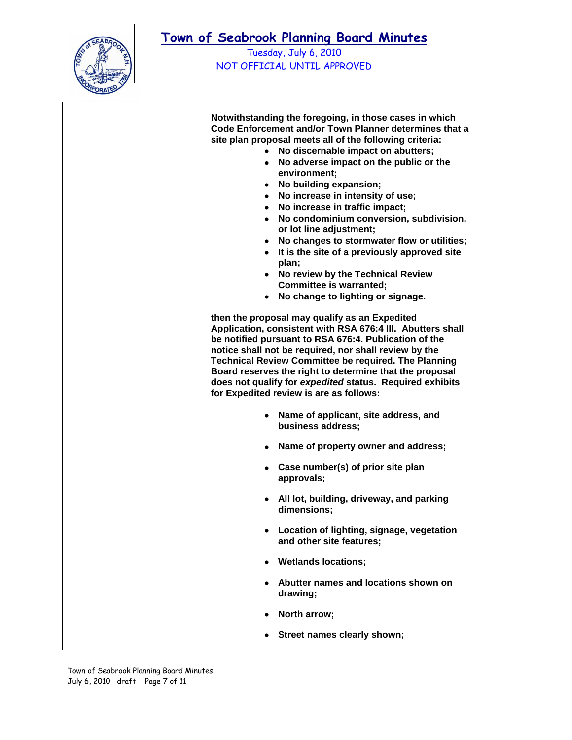**Notwithstanding the foregoing, in those cases in which Code Enforcement and/or Town Planner determines that a site plan proposal meets all of the following criteria:**

- **No discernable impact on abutters;**
- **No adverse impact on the public or the environment;**
- **No building expansion;**
- **No increase in intensity of use;**
- **No increase in traffic impact;**
- **No condominium conversion, subdivision, or lot line adjustment;**
- **No changes to stormwater flow or utilities;**
- **It is the site of a previously approved site plan;**
- **No review by the Technical Review Committee is warranted;**
- **No change to lighting or signage.**

**then the proposal may qualify as an Expedited Application, consistent with RSA 676:4 III. Abutters shall be notified pursuant to RSA 676:4. Publication of the notice shall not be required, nor shall review by the Technical Review Committee be required. The Planning Board reserves the right to determine that the proposal does not qualify for *expedited* status. Required exhibits for Expedited review is are as follows:**

- **Name of applicant, site address, and business address;**
- **Name of property owner and address;**
- **Case number(s) of prior site plan approvals;**
- **All lot, building, driveway, and parking dimensions;**
- **Location of lighting, signage, vegetation and other site features;**
- **Wetlands locations;**
- **Abutter names and locations shown on drawing;**
- **North arrow;**
- **Street names clearly shown;**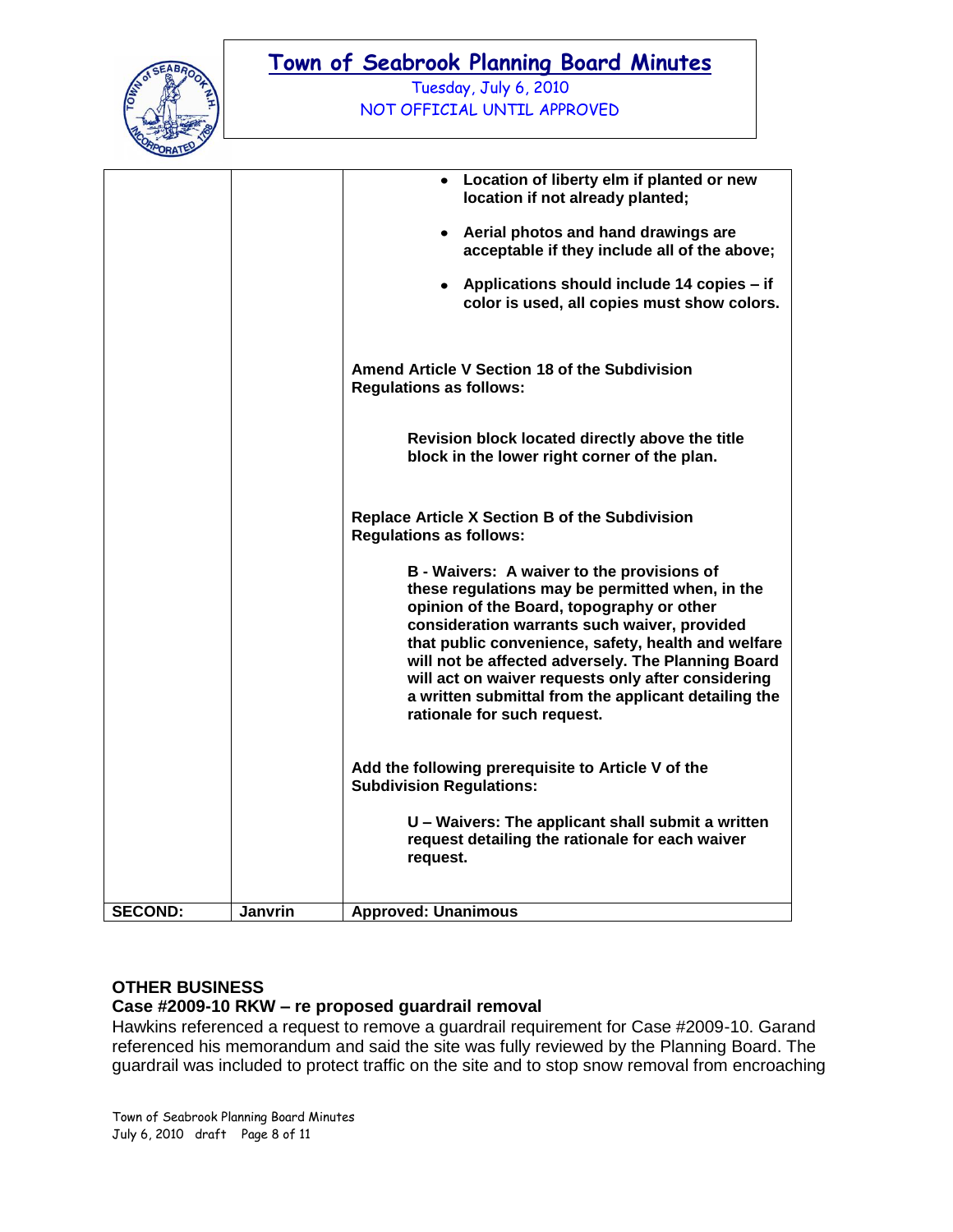| | | • **Location of liberty elm if planted or new location if not already planted;**<br><br>• **Aerial photos and hand drawings are acceptable if they include all of the above;**<br><br>• **Applications should include 14 copies – if color is used, all copies must show colors.**<br><br>**Amend Article V Section 18 of the Subdivision Regulations as follows:**<br><br>**Revision block located directly above the title block in the lower right corner of the plan.**<br><br>**Replace Article X Section B of the Subdivision Regulations as follows:**<br><br>**B - Waivers: A waiver to the provisions of these regulations may be permitted when, in the opinion of the Board, topography or other consideration warrants such waiver, provided that public convenience, safety, health and welfare will not be affected adversely. The Planning Board will act on waiver requests only after considering a written submittal from the applicant detailing the rationale for such request.**<br><br>**Add the following prerequisite to Article V of the Subdivision Regulations:**<br><br>**U – Waivers: The applicant shall submit a written request detailing the rationale for each waiver request.** |
|---|---|---|
| **SECOND:** | **Janvrin** | **Approved: Unanimous** |

**OTHER BUSINESS**

**Case #2009-10 RKW – re proposed guardrail removal**

Hawkins referenced a request to remove a guardrail requirement for Case #2009-10. Garand referenced his memorandum and said the site was fully reviewed by the Planning Board. The guardrail was included to protect traffic on the site and to stop snow removal from encroaching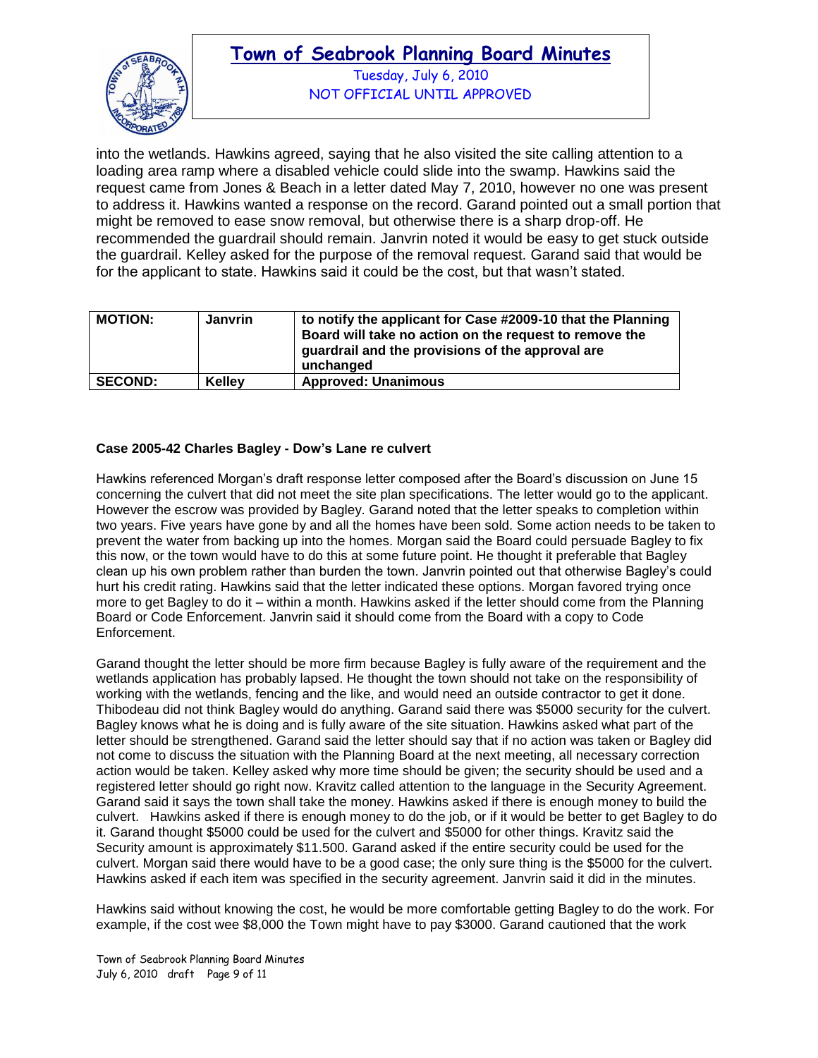into the wetlands. Hawkins agreed, saying that he also visited the site calling attention to a loading area ramp where a disabled vehicle could slide into the swamp. Hawkins said the request came from Jones & Beach in a letter dated May 7, 2010, however no one was present to address it. Hawkins wanted a response on the record. Garand pointed out a small portion that might be removed to ease snow removal, but otherwise there is a sharp drop-off. He recommended the guardrail should remain. Janvrin noted it would be easy to get stuck outside the guardrail. Kelley asked for the purpose of the removal request. Garand said that would be for the applicant to state. Hawkins said it could be the cost, but that wasn't stated.

| **MOTION:** | **Janvrin** | **to notify the applicant for Case #2009-10 that the Planning Board will take no action on the request to remove the guardrail and the provisions of the approval are unchanged** |
|---|---|---|
| **SECOND:** | **Kelley** | **Approved: Unanimous** |

**Case 2005-42 Charles Bagley - Dow's Lane re culvert**

Hawkins referenced Morgan's draft response letter composed after the Board's discussion on June 15 concerning the culvert that did not meet the site plan specifications. The letter would go to the applicant. However the escrow was provided by Bagley. Garand noted that the letter speaks to completion within two years. Five years have gone by and all the homes have been sold. Some action needs to be taken to prevent the water from backing up into the homes. Morgan said the Board could persuade Bagley to fix this now, or the town would have to do this at some future point. He thought it preferable that Bagley clean up his own problem rather than burden the town. Janvrin pointed out that otherwise Bagley's could hurt his credit rating. Hawkins said that the letter indicated these options. Morgan favored trying once more to get Bagley to do it – within a month. Hawkins asked if the letter should come from the Planning Board or Code Enforcement. Janvrin said it should come from the Board with a copy to Code Enforcement.

Garand thought the letter should be more firm because Bagley is fully aware of the requirement and the wetlands application has probably lapsed. He thought the town should not take on the responsibility of working with the wetlands, fencing and the like, and would need an outside contractor to get it done. Thibodeau did not think Bagley would do anything. Garand said there was $5000 security for the culvert. Bagley knows what he is doing and is fully aware of the site situation. Hawkins asked what part of the letter should be strengthened. Garand said the letter should say that if no action was taken or Bagley did not come to discuss the situation with the Planning Board at the next meeting, all necessary correction action would be taken. Kelley asked why more time should be given; the security should be used and a registered letter should go right now. Kravitz called attention to the language in the Security Agreement. Garand said it says the town shall take the money. Hawkins asked if there is enough money to build the culvert. Hawkins asked if there is enough money to do the job, or if it would be better to get Bagley to do it. Garand thought $5000 could be used for the culvert and $5000 for other things. Kravitz said the Security amount is approximately $11.500. Garand asked if the entire security could be used for the culvert. Morgan said there would have to be a good case; the only sure thing is the $5000 for the culvert. Hawkins asked if each item was specified in the security agreement. Janvrin said it did in the minutes.

Hawkins said without knowing the cost, he would be more comfortable getting Bagley to do the work. For example, if the cost wee $8,000 the Town might have to pay $3000. Garand cautioned that the work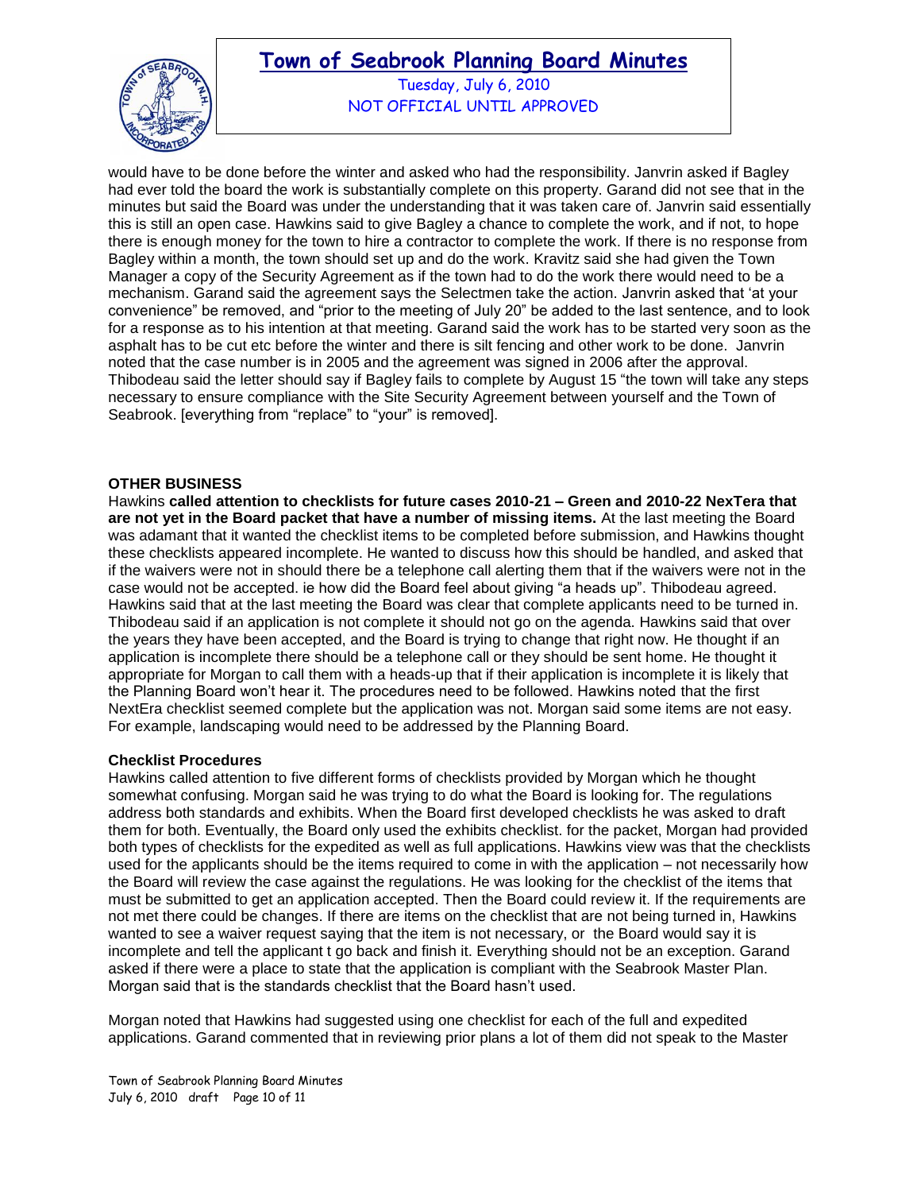would have to be done before the winter and asked who had the responsibility. Janvrin asked if Bagley had ever told the board the work is substantially complete on this property. Garand did not see that in the minutes but said the Board was under the understanding that it was taken care of. Janvrin said essentially this is still an open case. Hawkins said to give Bagley a chance to complete the work, and if not, to hope there is enough money for the town to hire a contractor to complete the work. If there is no response from Bagley within a month, the town should set up and do the work. Kravitz said she had given the Town Manager a copy of the Security Agreement as if the town had to do the work there would need to be a mechanism. Garand said the agreement says the Selectmen take the action. Janvrin asked that 'at your convenience" be removed, and "prior to the meeting of July 20" be added to the last sentence, and to look for a response as to his intention at that meeting. Garand said the work has to be started very soon as the asphalt has to be cut etc before the winter and there is silt fencing and other work to be done. Janvrin noted that the case number is in 2005 and the agreement was signed in 2006 after the approval. Thibodeau said the letter should say if Bagley fails to complete by August 15 "the town will take any steps necessary to ensure compliance with the Site Security Agreement between yourself and the Town of Seabrook. [everything from "replace" to "your" is removed].

**OTHER BUSINESS**

Hawkins **called attention to checklists for future cases 2010-21 – Green and 2010-22 NexTera that are not yet in the Board packet that have a number of missing items.** At the last meeting the Board was adamant that it wanted the checklist items to be completed before submission, and Hawkins thought these checklists appeared incomplete. He wanted to discuss how this should be handled, and asked that if the waivers were not in should there be a telephone call alerting them that if the waivers were not in the case would not be accepted. ie how did the Board feel about giving "a heads up". Thibodeau agreed. Hawkins said that at the last meeting the Board was clear that complete applicants need to be turned in. Thibodeau said if an application is not complete it should not go on the agenda. Hawkins said that over the years they have been accepted, and the Board is trying to change that right now. He thought if an application is incomplete there should be a telephone call or they should be sent home. He thought it appropriate for Morgan to call them with a heads-up that if their application is incomplete it is likely that the Planning Board won't hear it. The procedures need to be followed. Hawkins noted that the first NextEra checklist seemed complete but the application was not. Morgan said some items are not easy. For example, landscaping would need to be addressed by the Planning Board.

**Checklist Procedures**

Hawkins called attention to five different forms of checklists provided by Morgan which he thought somewhat confusing. Morgan said he was trying to do what the Board is looking for. The regulations address both standards and exhibits. When the Board first developed checklists he was asked to draft them for both. Eventually, the Board only used the exhibits checklist. for the packet, Morgan had provided both types of checklists for the expedited as well as full applications. Hawkins view was that the checklists used for the applicants should be the items required to come in with the application – not necessarily how the Board will review the case against the regulations. He was looking for the checklist of the items that must be submitted to get an application accepted. Then the Board could review it. If the requirements are not met there could be changes. If there are items on the checklist that are not being turned in, Hawkins wanted to see a waiver request saying that the item is not necessary, or the Board would say it is incomplete and tell the applicant t go back and finish it. Everything should not be an exception. Garand asked if there were a place to state that the application is compliant with the Seabrook Master Plan. Morgan said that is the standards checklist that the Board hasn't used.

Morgan noted that Hawkins had suggested using one checklist for each of the full and expedited applications. Garand commented that in reviewing prior plans a lot of them did not speak to the Master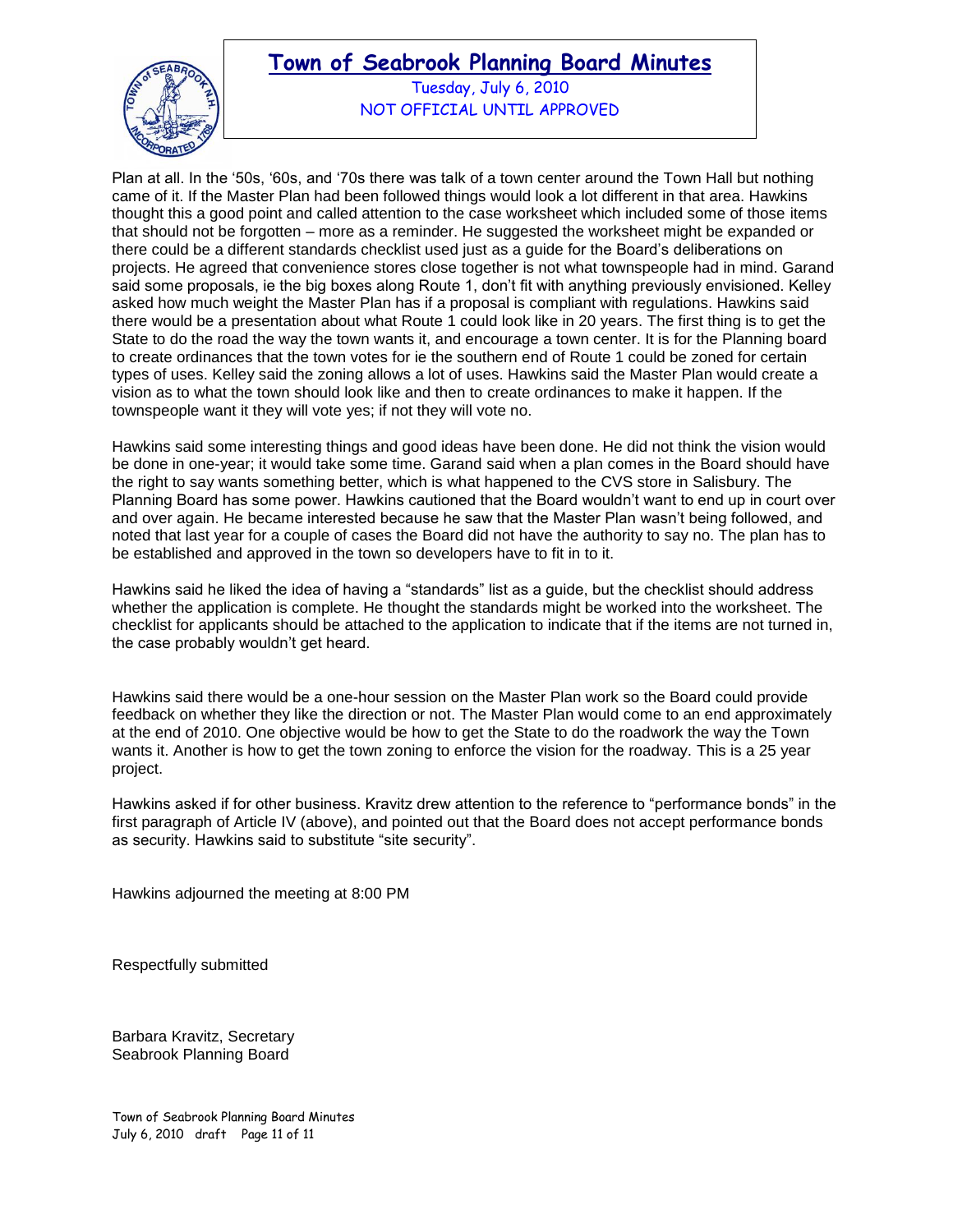Plan at all. In the '50s, '60s, and '70s there was talk of a town center around the Town Hall but nothing came of it. If the Master Plan had been followed things would look a lot different in that area. Hawkins thought this a good point and called attention to the case worksheet which included some of those items that should not be forgotten – more as a reminder. He suggested the worksheet might be expanded or there could be a different standards checklist used just as a guide for the Board's deliberations on projects. He agreed that convenience stores close together is not what townspeople had in mind. Garand said some proposals, ie the big boxes along Route 1, don't fit with anything previously envisioned. Kelley asked how much weight the Master Plan has if a proposal is compliant with regulations. Hawkins said there would be a presentation about what Route 1 could look like in 20 years. The first thing is to get the State to do the road the way the town wants it, and encourage a town center. It is for the Planning board to create ordinances that the town votes for ie the southern end of Route 1 could be zoned for certain types of uses. Kelley said the zoning allows a lot of uses. Hawkins said the Master Plan would create a vision as to what the town should look like and then to create ordinances to make it happen. If the townspeople want it they will vote yes; if not they will vote no.

Hawkins said some interesting things and good ideas have been done. He did not think the vision would be done in one-year; it would take some time. Garand said when a plan comes in the Board should have the right to say wants something better, which is what happened to the CVS store in Salisbury. The Planning Board has some power. Hawkins cautioned that the Board wouldn't want to end up in court over and over again. He became interested because he saw that the Master Plan wasn't being followed, and noted that last year for a couple of cases the Board did not have the authority to say no. The plan has to be established and approved in the town so developers have to fit in to it.

Hawkins said he liked the idea of having a "standards" list as a guide, but the checklist should address whether the application is complete. He thought the standards might be worked into the worksheet. The checklist for applicants should be attached to the application to indicate that if the items are not turned in, the case probably wouldn't get heard.

Hawkins said there would be a one-hour session on the Master Plan work so the Board could provide feedback on whether they like the direction or not. The Master Plan would come to an end approximately at the end of 2010. One objective would be how to get the State to do the roadwork the way the Town wants it. Another is how to get the town zoning to enforce the vision for the roadway. This is a 25 year project.

Hawkins asked if for other business. Kravitz drew attention to the reference to "performance bonds" in the first paragraph of Article IV (above), and pointed out that the Board does not accept performance bonds as security. Hawkins said to substitute "site security".

Hawkins adjourned the meeting at 8:00 PM

Respectfully submitted

Barbara Kravitz, Secretary
Seabrook Planning Board